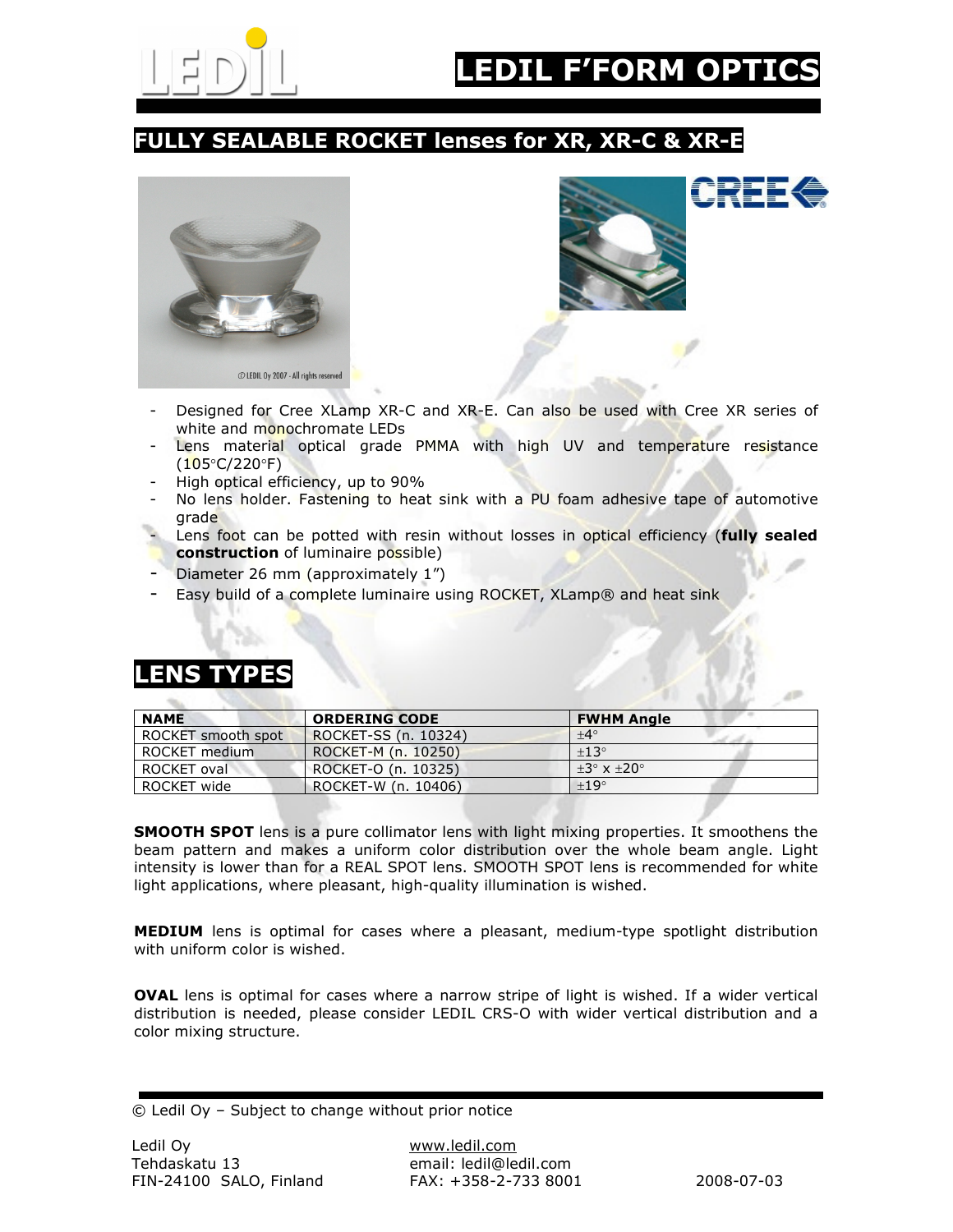# LEDIL F'FORM OPTICS

## FULLY SEALABLE ROCKET lenses for XR, XR-C & XR-E

- Designed for Cree XLamp XR-C and XR-E. Can also be used with Cree XR series of white and monochromate LEDs
- Lens material optical grade PMMA with high UV and temperature resistance (105°C/220°F)
- High optical efficiency, up to 90%
- No lens holder. Fastening to heat sink with a PU foam adhesive tape of automotive grade
- Lens foot can be potted with resin without losses in optical efficiency (**fully sealed construction** of luminaire possible)
- Diameter 26 mm (approximately 1")
- Easy build of a complete luminaire using ROCKET, XLamp® and heat sink

## LENS TYPES

| NAME | ORDERING CODE | FWHM Angle |
|---|---|---|
| ROCKET smooth spot | ROCKET-SS (n. 10324) | ±4° |
| ROCKET medium | ROCKET-M (n. 10250) | ±13° |
| ROCKET oval | ROCKET-O (n. 10325) | ±3° x ±20° |
| ROCKET wide | ROCKET-W (n. 10406) | ±19° |

**SMOOTH SPOT** lens is a pure collimator lens with light mixing properties. It smoothens the beam pattern and makes a uniform color distribution over the whole beam angle. Light intensity is lower than for a REAL SPOT lens. SMOOTH SPOT lens is recommended for white light applications, where pleasant, high-quality illumination is wished.

**MEDIUM** lens is optimal for cases where a pleasant, medium-type spotlight distribution with uniform color is wished.

**OVAL** lens is optimal for cases where a narrow stripe of light is wished. If a wider vertical distribution is needed, please consider LEDIL CRS-O with wider vertical distribution and a color mixing structure.

© Ledil Oy – Subject to change without prior notice

Ledil Oy
Tehdaskatu 13
FIN-24100 SALO, Finland

www.ledil.com
email: ledil@ledil.com
FAX: +358-2-733 8001

2008-07-03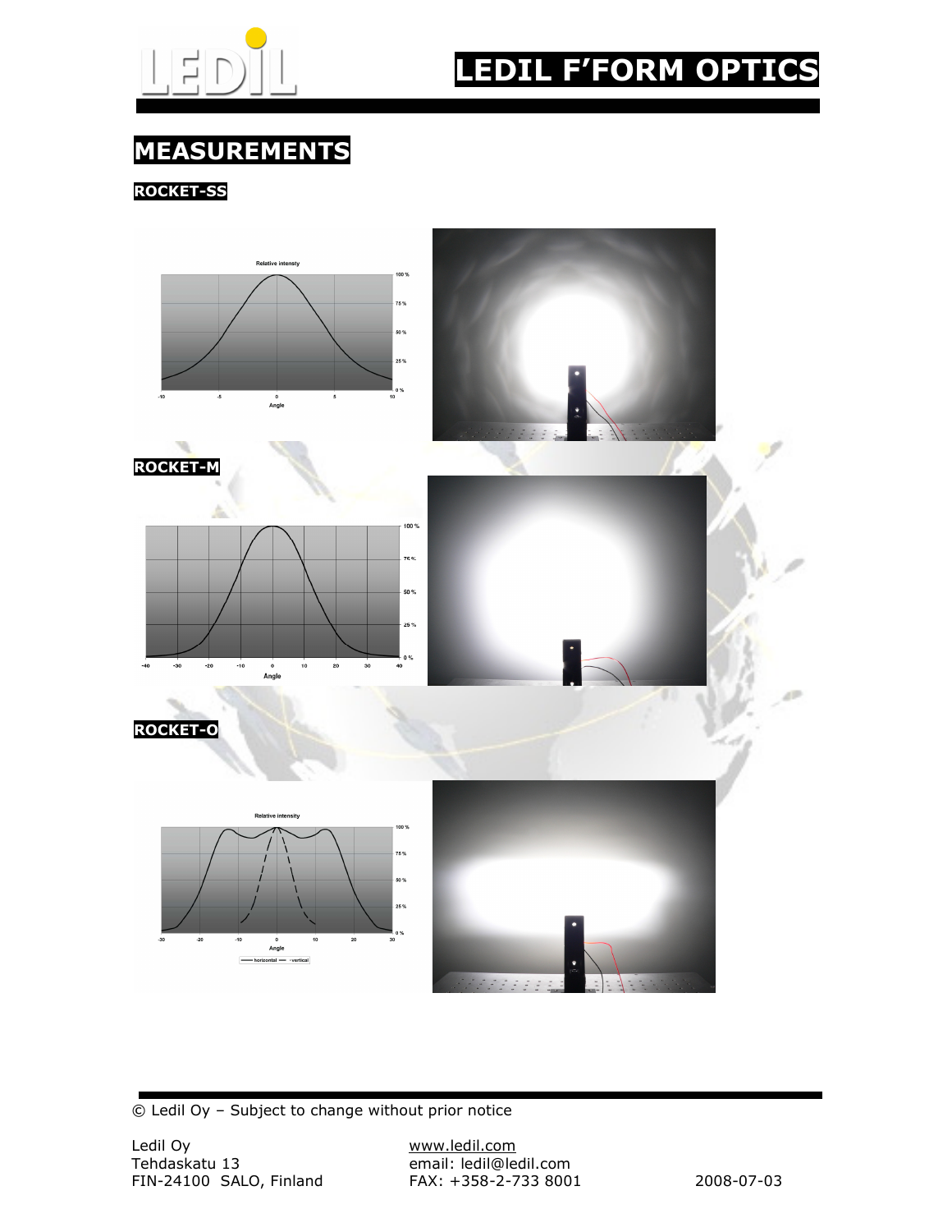# MEASUREMENTS

## ROCKET-SS

## ROCKET-M

## ROCKET-O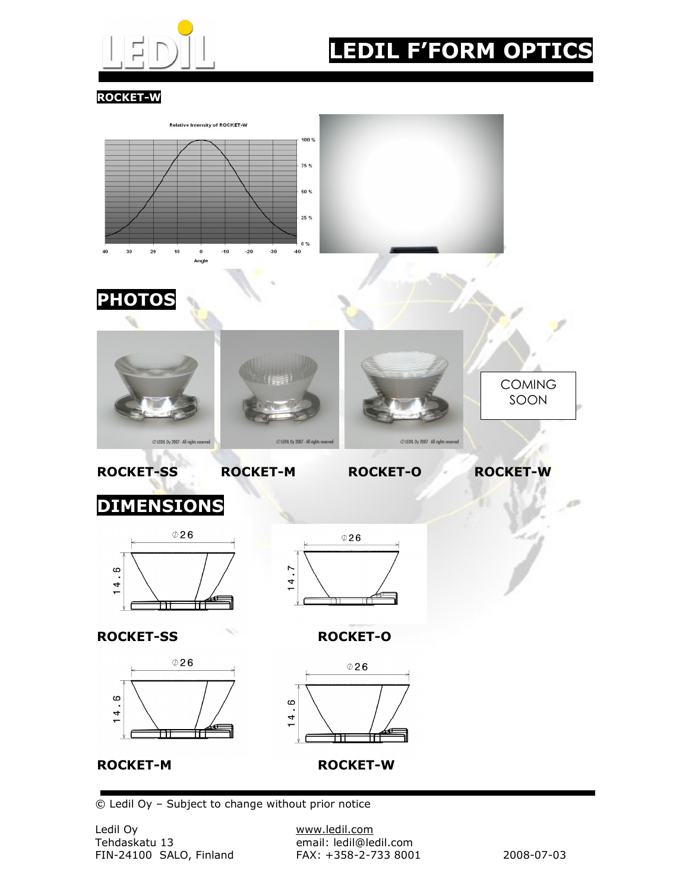# LEDIL F'FORM OPTICS

**ROCKET-W**

## PHOTOS

COMING SOON

**ROCKET-SS** **ROCKET-M** **ROCKET-O** **ROCKET-W**

## DIMENSIONS

**ROCKET-SS**

**ROCKET-O**

**ROCKET-M**

**ROCKET-W**

© Ledil Oy – Subject to change without prior notice

Ledil Oy
Tehdaskatu 13
FIN-24100 SALO, Finland

www.ledil.com
email: ledil@ledil.com
FAX: +358-2-733 8001

2008-07-03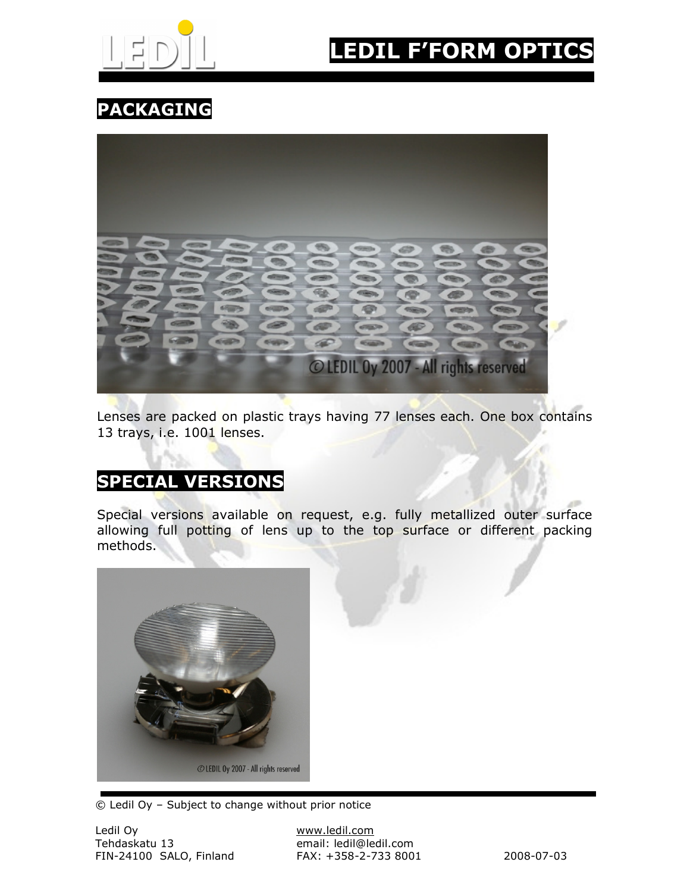## PACKAGING

Lenses are packed on plastic trays having 77 lenses each. One box contains 13 trays, i.e. 1001 lenses.

## SPECIAL VERSIONS

Special versions available on request, e.g. fully metallized outer surface allowing full potting of lens up to the top surface or different packing methods.

© Ledil Oy – Subject to change without prior notice

Ledil Oy
Tehdaskatu 13
FIN-24100 SALO, Finland

www.ledil.com
email: ledil@ledil.com
FAX: +358-2-733 8001

2008-07-03